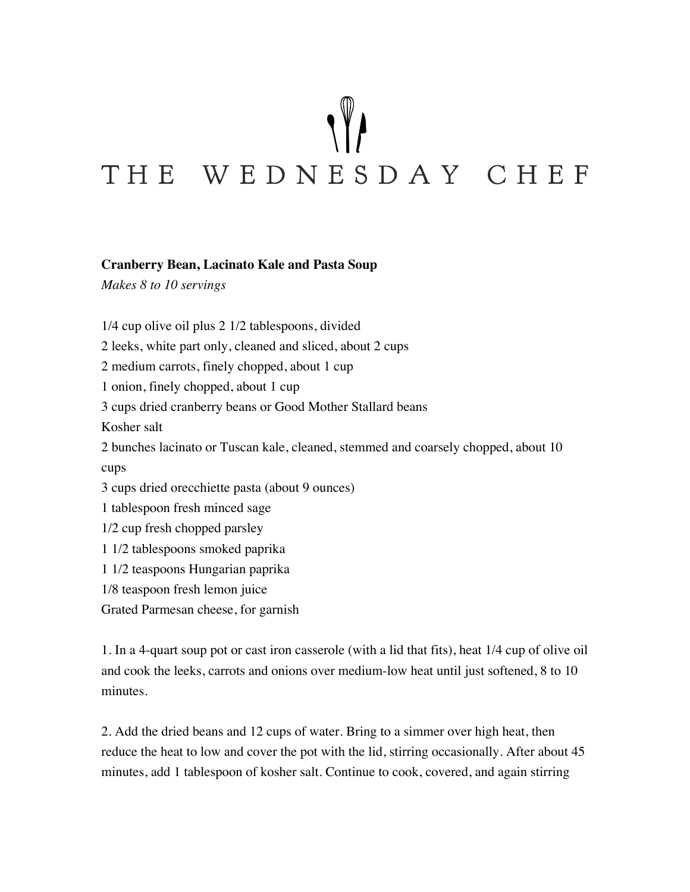# THE WEDNESDAY CHEF

**Cranberry Bean, Lacinato Kale and Pasta Soup**

*Makes 8 to 10 servings*

1/4 cup olive oil plus 2 1/2 tablespoons, divided
2 leeks, white part only, cleaned and sliced, about 2 cups
2 medium carrots, finely chopped, about 1 cup
1 onion, finely chopped, about 1 cup
3 cups dried cranberry beans or Good Mother Stallard beans
Kosher salt
2 bunches lacinato or Tuscan kale, cleaned, stemmed and coarsely chopped, about 10 cups
3 cups dried orecchiette pasta (about 9 ounces)
1 tablespoon fresh minced sage
1/2 cup fresh chopped parsley
1 1/2 tablespoons smoked paprika
1 1/2 teaspoons Hungarian paprika
1/8 teaspoon fresh lemon juice
Grated Parmesan cheese, for garnish

1. In a 4-quart soup pot or cast iron casserole (with a lid that fits), heat 1/4 cup of olive oil and cook the leeks, carrots and onions over medium-low heat until just softened, 8 to 10 minutes.

2. Add the dried beans and 12 cups of water. Bring to a simmer over high heat, then reduce the heat to low and cover the pot with the lid, stirring occasionally. After about 45 minutes, add 1 tablespoon of kosher salt. Continue to cook, covered, and again stirring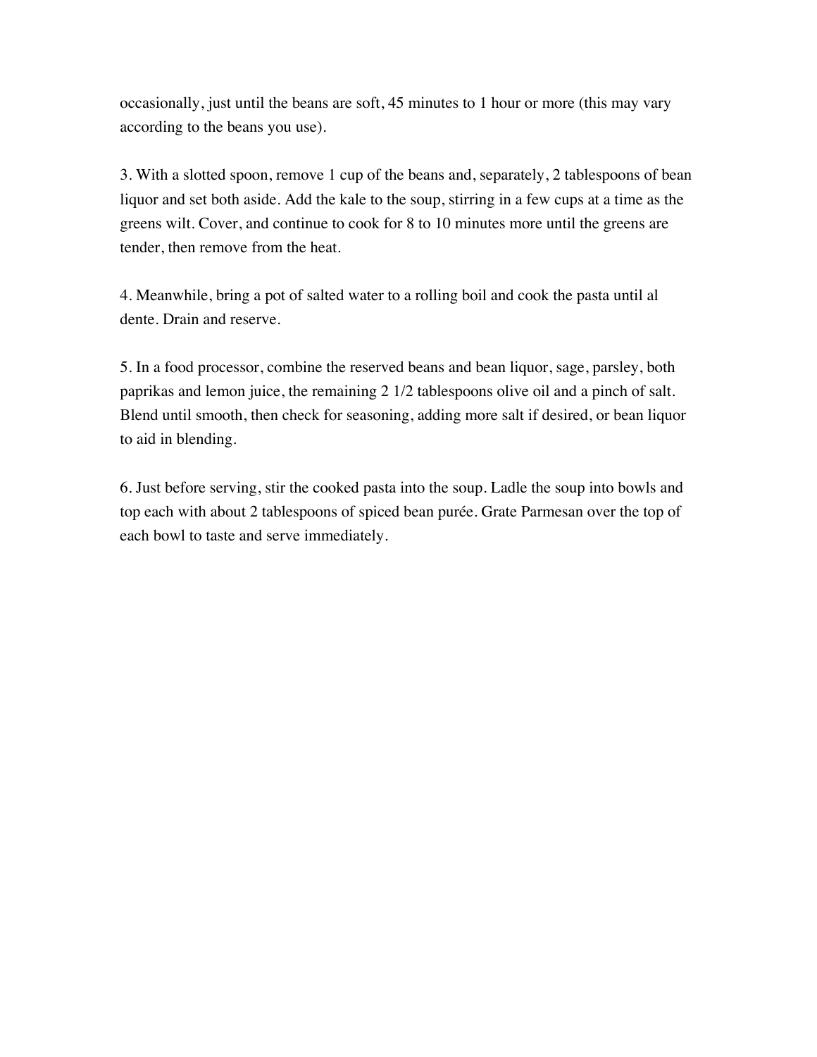occasionally, just until the beans are soft, 45 minutes to 1 hour or more (this may vary according to the beans you use).

3. With a slotted spoon, remove 1 cup of the beans and, separately, 2 tablespoons of bean liquor and set both aside. Add the kale to the soup, stirring in a few cups at a time as the greens wilt. Cover, and continue to cook for 8 to 10 minutes more until the greens are tender, then remove from the heat.

4. Meanwhile, bring a pot of salted water to a rolling boil and cook the pasta until al dente. Drain and reserve.

5. In a food processor, combine the reserved beans and bean liquor, sage, parsley, both paprikas and lemon juice, the remaining 2 1/2 tablespoons olive oil and a pinch of salt. Blend until smooth, then check for seasoning, adding more salt if desired, or bean liquor to aid in blending.

6. Just before serving, stir the cooked pasta into the soup. Ladle the soup into bowls and top each with about 2 tablespoons of spiced bean purée. Grate Parmesan over the top of each bowl to taste and serve immediately.